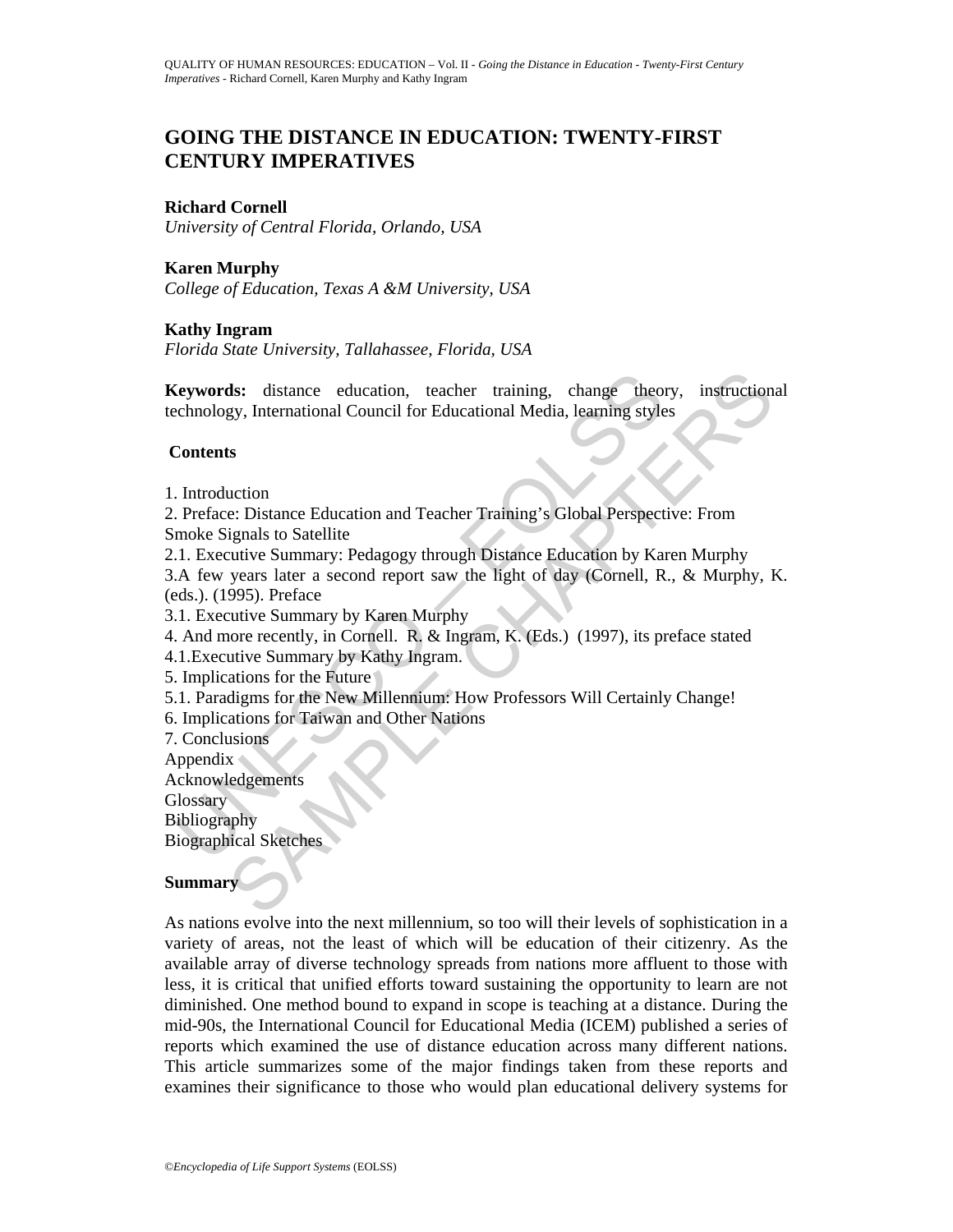# GOING THE DISTANCE IN EDUCATION: TWENTY-FIRST CENTURY IMPERATIVES

**Richard Cornell**
*University of Central Florida, Orlando, USA*

**Karen Murphy**
*College of Education, Texas A &M University, USA*

**Kathy Ingram**
*Florida State University, Tallahassee, Florida, USA*

**Keywords:** distance education, teacher training, change theory, instructional technology, International Council for Educational Media, learning styles

**Contents**

1. Introduction
2. Preface: Distance Education and Teacher Training's Global Perspective: From Smoke Signals to Satellite
2.1. Executive Summary: Pedagogy through Distance Education by Karen Murphy
3.A few years later a second report saw the light of day (Cornell, R., & Murphy, K. (eds.). (1995). Preface
3.1. Executive Summary by Karen Murphy
4. And more recently, in Cornell. R. & Ingram, K. (Eds.) (1997), its preface stated
4.1.Executive Summary by Kathy Ingram.
5. Implications for the Future
5.1. Paradigms for the New Millennium: How Professors Will Certainly Change!
6. Implications for Taiwan and Other Nations
7. Conclusions
Appendix
Acknowledgements
Glossary
Bibliography
Biographical Sketches

**Summary**

As nations evolve into the next millennium, so too will their levels of sophistication in a variety of areas, not the least of which will be education of their citizenry. As the available array of diverse technology spreads from nations more affluent to those with less, it is critical that unified efforts toward sustaining the opportunity to learn are not diminished. One method bound to expand in scope is teaching at a distance. During the mid-90s, the International Council for Educational Media (ICEM) published a series of reports which examined the use of distance education across many different nations. This article summarizes some of the major findings taken from these reports and examines their significance to those who would plan educational delivery systems for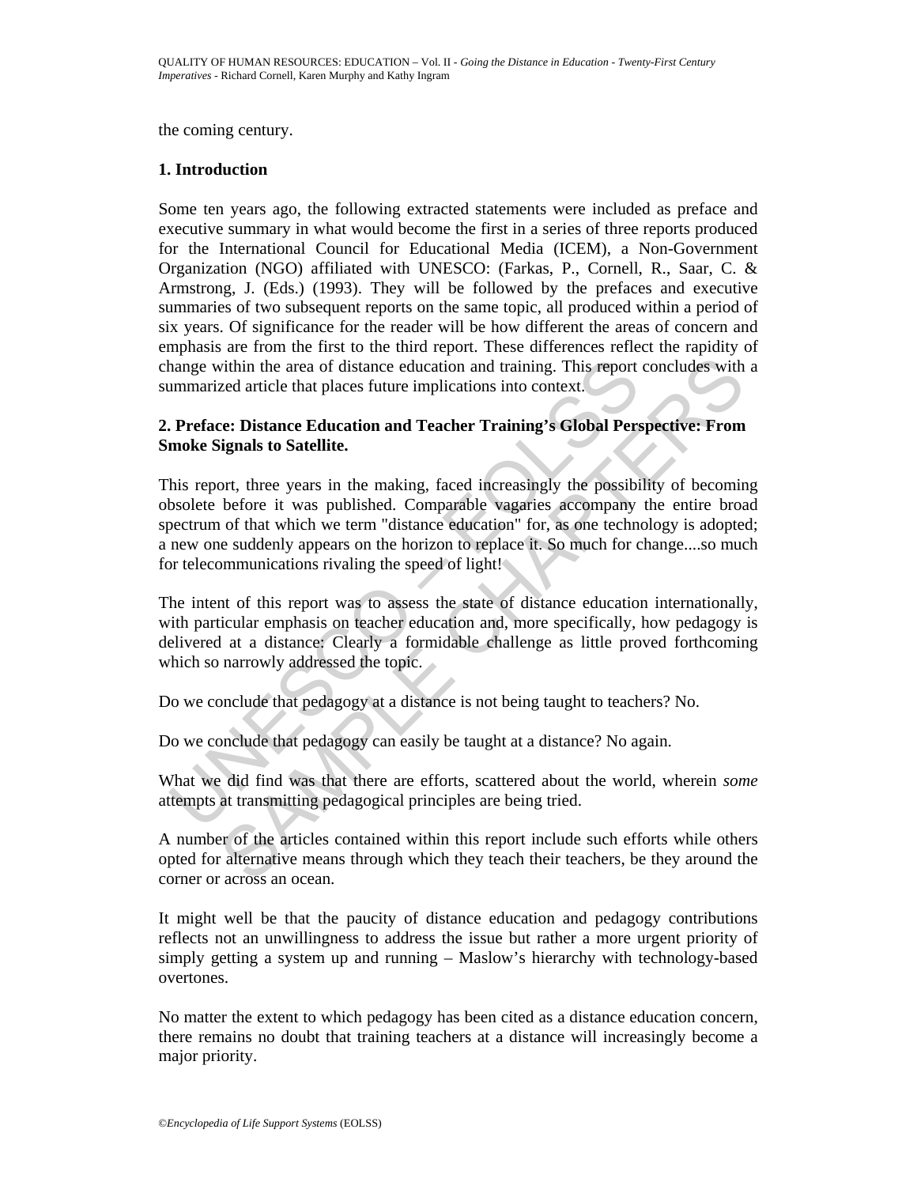the coming century.

## 1. Introduction

Some ten years ago, the following extracted statements were included as preface and executive summary in what would become the first in a series of three reports produced for the International Council for Educational Media (ICEM), a Non-Government Organization (NGO) affiliated with UNESCO: (Farkas, P., Cornell, R., Saar, C. & Armstrong, J. (Eds.) (1993). They will be followed by the prefaces and executive summaries of two subsequent reports on the same topic, all produced within a period of six years. Of significance for the reader will be how different the areas of concern and emphasis are from the first to the third report. These differences reflect the rapidity of change within the area of distance education and training. This report concludes with a summarized article that places future implications into context.

## 2. Preface: Distance Education and Teacher Training's Global Perspective: From Smoke Signals to Satellite.

This report, three years in the making, faced increasingly the possibility of becoming obsolete before it was published. Comparable vagaries accompany the entire broad spectrum of that which we term "distance education" for, as one technology is adopted; a new one suddenly appears on the horizon to replace it. So much for change....so much for telecommunications rivaling the speed of light!

The intent of this report was to assess the state of distance education internationally, with particular emphasis on teacher education and, more specifically, how pedagogy is delivered at a distance: Clearly a formidable challenge as little proved forthcoming which so narrowly addressed the topic.

Do we conclude that pedagogy at a distance is not being taught to teachers? No.

Do we conclude that pedagogy can easily be taught at a distance? No again.

What we did find was that there are efforts, scattered about the world, wherein *some* attempts at transmitting pedagogical principles are being tried.

A number of the articles contained within this report include such efforts while others opted for alternative means through which they teach their teachers, be they around the corner or across an ocean.

It might well be that the paucity of distance education and pedagogy contributions reflects not an unwillingness to address the issue but rather a more urgent priority of simply getting a system up and running – Maslow's hierarchy with technology-based overtones.

No matter the extent to which pedagogy has been cited as a distance education concern, there remains no doubt that training teachers at a distance will increasingly become a major priority.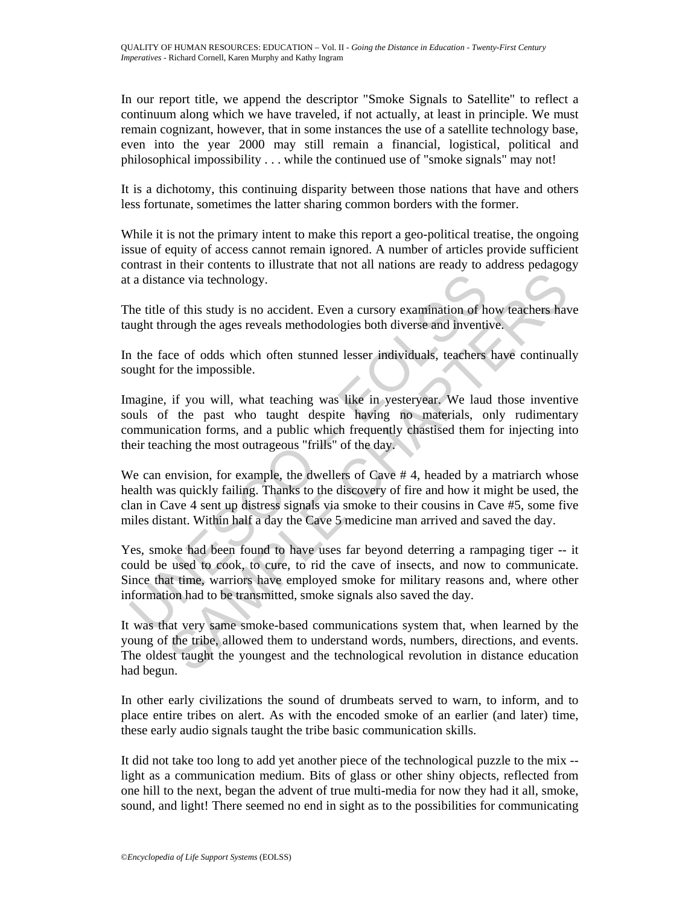In our report title, we append the descriptor "Smoke Signals to Satellite" to reflect a continuum along which we have traveled, if not actually, at least in principle. We must remain cognizant, however, that in some instances the use of a satellite technology base, even into the year 2000 may still remain a financial, logistical, political and philosophical impossibility . . . while the continued use of "smoke signals" may not!

It is a dichotomy, this continuing disparity between those nations that have and others less fortunate, sometimes the latter sharing common borders with the former.

While it is not the primary intent to make this report a geo-political treatise, the ongoing issue of equity of access cannot remain ignored. A number of articles provide sufficient contrast in their contents to illustrate that not all nations are ready to address pedagogy at a distance via technology.

The title of this study is no accident. Even a cursory examination of how teachers have taught through the ages reveals methodologies both diverse and inventive.

In the face of odds which often stunned lesser individuals, teachers have continually sought for the impossible.

Imagine, if you will, what teaching was like in yesteryear. We laud those inventive souls of the past who taught despite having no materials, only rudimentary communication forms, and a public which frequently chastised them for injecting into their teaching the most outrageous "frills" of the day.

We can envision, for example, the dwellers of Cave # 4, headed by a matriarch whose health was quickly failing. Thanks to the discovery of fire and how it might be used, the clan in Cave 4 sent up distress signals via smoke to their cousins in Cave #5, some five miles distant. Within half a day the Cave 5 medicine man arrived and saved the day.

Yes, smoke had been found to have uses far beyond deterring a rampaging tiger -- it could be used to cook, to cure, to rid the cave of insects, and now to communicate. Since that time, warriors have employed smoke for military reasons and, where other information had to be transmitted, smoke signals also saved the day.

It was that very same smoke-based communications system that, when learned by the young of the tribe, allowed them to understand words, numbers, directions, and events. The oldest taught the youngest and the technological revolution in distance education had begun.

In other early civilizations the sound of drumbeats served to warn, to inform, and to place entire tribes on alert. As with the encoded smoke of an earlier (and later) time, these early audio signals taught the tribe basic communication skills.

It did not take too long to add yet another piece of the technological puzzle to the mix -- light as a communication medium. Bits of glass or other shiny objects, reflected from one hill to the next, began the advent of true multi-media for now they had it all, smoke, sound, and light! There seemed no end in sight as to the possibilities for communicating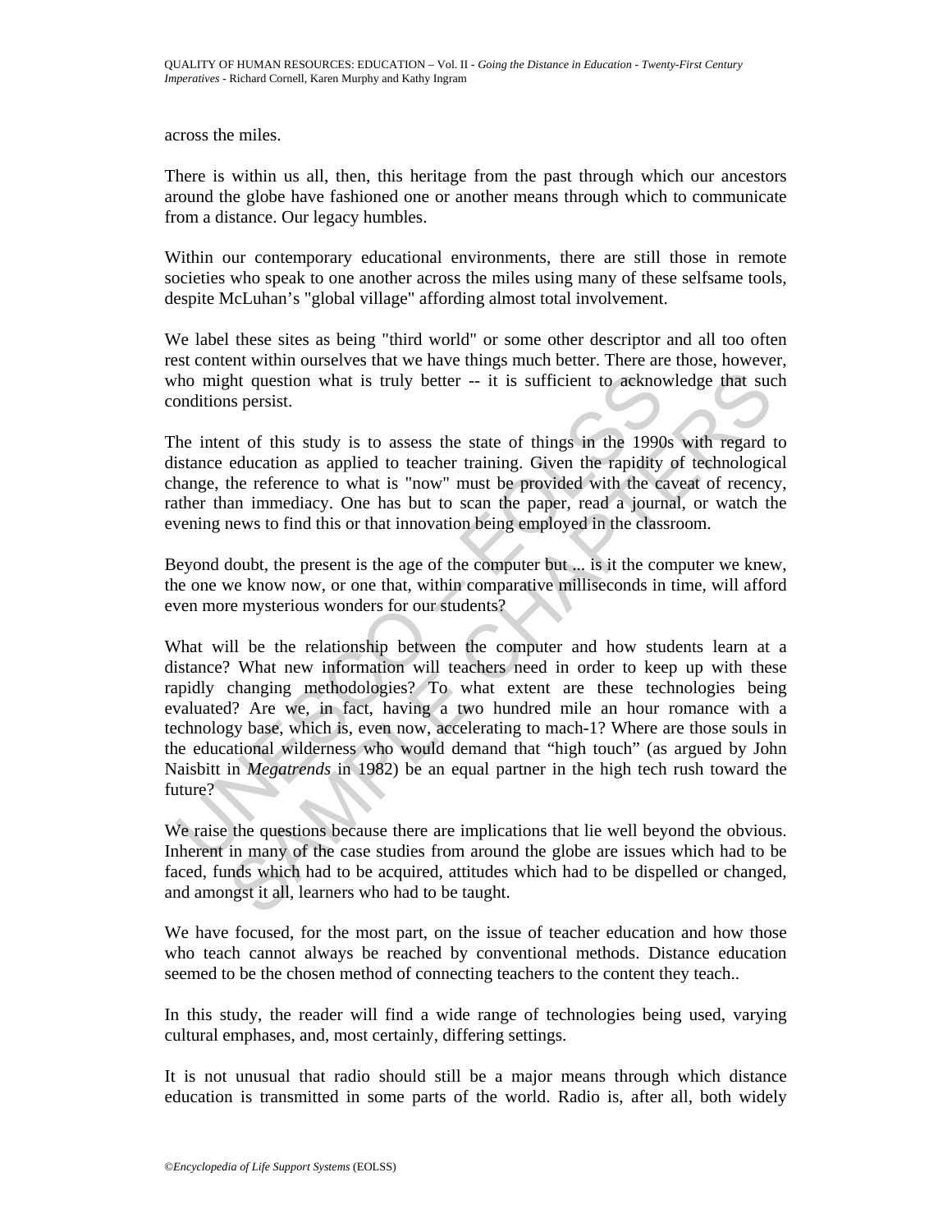across the miles.

There is within us all, then, this heritage from the past through which our ancestors around the globe have fashioned one or another means through which to communicate from a distance. Our legacy humbles.

Within our contemporary educational environments, there are still those in remote societies who speak to one another across the miles using many of these selfsame tools, despite McLuhan's "global village" affording almost total involvement.

We label these sites as being "third world" or some other descriptor and all too often rest content within ourselves that we have things much better. There are those, however, who might question what is truly better -- it is sufficient to acknowledge that such conditions persist.

The intent of this study is to assess the state of things in the 1990s with regard to distance education as applied to teacher training. Given the rapidity of technological change, the reference to what is "now" must be provided with the caveat of recency, rather than immediacy. One has but to scan the paper, read a journal, or watch the evening news to find this or that innovation being employed in the classroom.

Beyond doubt, the present is the age of the computer but ... is it the computer we knew, the one we know now, or one that, within comparative milliseconds in time, will afford even more mysterious wonders for our students?

What will be the relationship between the computer and how students learn at a distance? What new information will teachers need in order to keep up with these rapidly changing methodologies? To what extent are these technologies being evaluated? Are we, in fact, having a two hundred mile an hour romance with a technology base, which is, even now, accelerating to mach-1? Where are those souls in the educational wilderness who would demand that "high touch" (as argued by John Naisbitt in *Megatrends* in 1982) be an equal partner in the high tech rush toward the future?

We raise the questions because there are implications that lie well beyond the obvious. Inherent in many of the case studies from around the globe are issues which had to be faced, funds which had to be acquired, attitudes which had to be dispelled or changed, and amongst it all, learners who had to be taught.

We have focused, for the most part, on the issue of teacher education and how those who teach cannot always be reached by conventional methods. Distance education seemed to be the chosen method of connecting teachers to the content they teach..

In this study, the reader will find a wide range of technologies being used, varying cultural emphases, and, most certainly, differing settings.

It is not unusual that radio should still be a major means through which distance education is transmitted in some parts of the world. Radio is, after all, both widely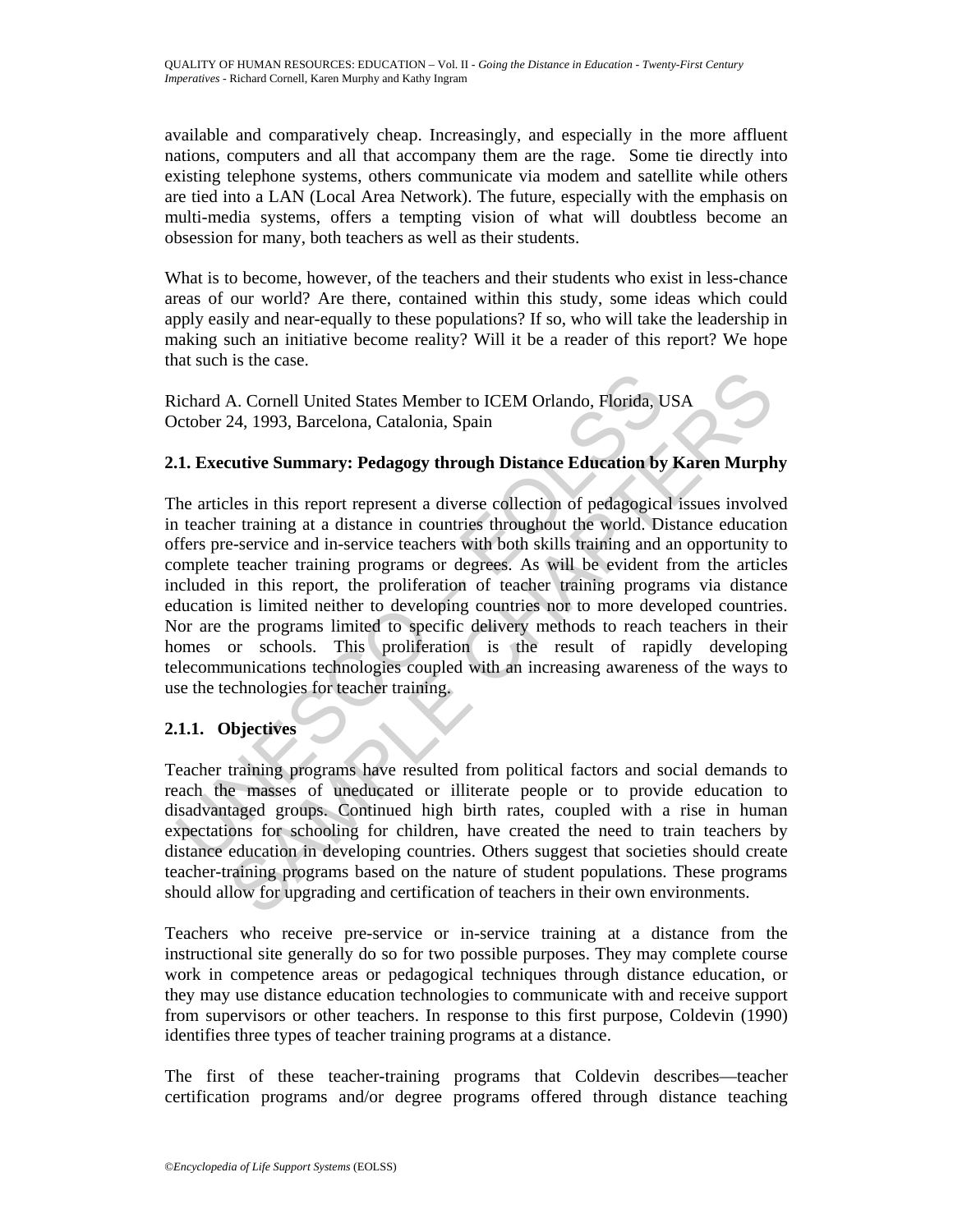available and comparatively cheap. Increasingly, and especially in the more affluent nations, computers and all that accompany them are the rage. Some tie directly into existing telephone systems, others communicate via modem and satellite while others are tied into a LAN (Local Area Network). The future, especially with the emphasis on multi-media systems, offers a tempting vision of what will doubtless become an obsession for many, both teachers as well as their students.

What is to become, however, of the teachers and their students who exist in less-chance areas of our world? Are there, contained within this study, some ideas which could apply easily and near-equally to these populations? If so, who will take the leadership in making such an initiative become reality? Will it be a reader of this report? We hope that such is the case.

Richard A. Cornell United States Member to ICEM Orlando, Florida, USA
October 24, 1993, Barcelona, Catalonia, Spain

### 2.1. Executive Summary: Pedagogy through Distance Education by Karen Murphy

The articles in this report represent a diverse collection of pedagogical issues involved in teacher training at a distance in countries throughout the world. Distance education offers pre-service and in-service teachers with both skills training and an opportunity to complete teacher training programs or degrees. As will be evident from the articles included in this report, the proliferation of teacher training programs via distance education is limited neither to developing countries nor to more developed countries. Nor are the programs limited to specific delivery methods to reach teachers in their homes or schools. This proliferation is the result of rapidly developing telecommunications technologies coupled with an increasing awareness of the ways to use the technologies for teacher training.

#### 2.1.1. Objectives

Teacher training programs have resulted from political factors and social demands to reach the masses of uneducated or illiterate people or to provide education to disadvantaged groups. Continued high birth rates, coupled with a rise in human expectations for schooling for children, have created the need to train teachers by distance education in developing countries. Others suggest that societies should create teacher-training programs based on the nature of student populations. These programs should allow for upgrading and certification of teachers in their own environments.

Teachers who receive pre-service or in-service training at a distance from the instructional site generally do so for two possible purposes. They may complete course work in competence areas or pedagogical techniques through distance education, or they may use distance education technologies to communicate with and receive support from supervisors or other teachers. In response to this first purpose, Coldevin (1990) identifies three types of teacher training programs at a distance.

The first of these teacher-training programs that Coldevin describes—teacher certification programs and/or degree programs offered through distance teaching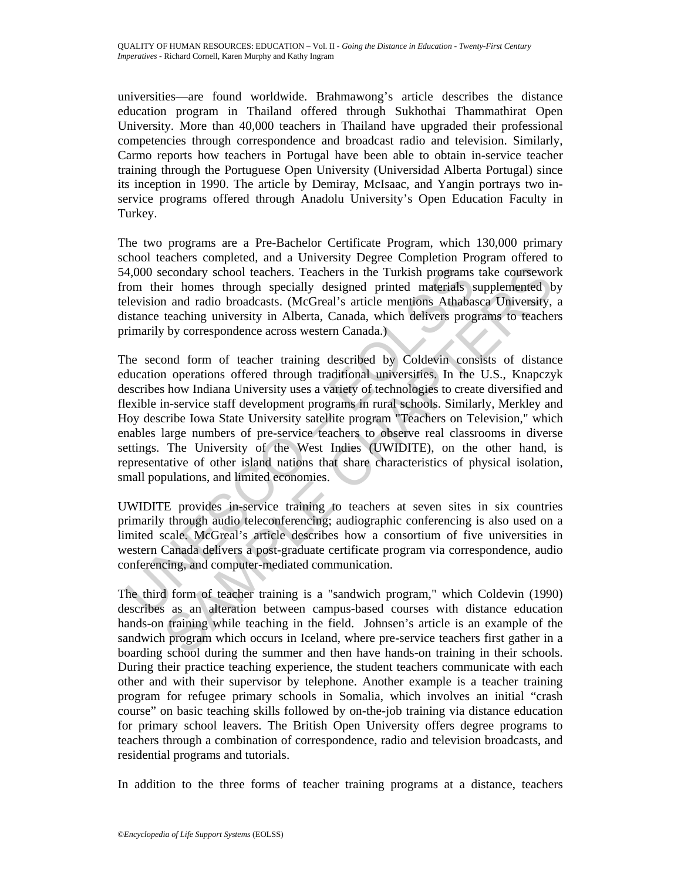universities—are found worldwide. Brahmawong's article describes the distance education program in Thailand offered through Sukhothai Thammathirat Open University. More than 40,000 teachers in Thailand have upgraded their professional competencies through correspondence and broadcast radio and television. Similarly, Carmo reports how teachers in Portugal have been able to obtain in-service teacher training through the Portuguese Open University (Universidad Alberta Portugal) since its inception in 1990. The article by Demiray, McIsaac, and Yangin portrays two in-service programs offered through Anadolu University's Open Education Faculty in Turkey.

The two programs are a Pre-Bachelor Certificate Program, which 130,000 primary school teachers completed, and a University Degree Completion Program offered to 54,000 secondary school teachers. Teachers in the Turkish programs take coursework from their homes through specially designed printed materials supplemented by television and radio broadcasts. (McGreal's article mentions Athabasca University, a distance teaching university in Alberta, Canada, which delivers programs to teachers primarily by correspondence across western Canada.)

The second form of teacher training described by Coldevin consists of distance education operations offered through traditional universities. In the U.S., Knapczyk describes how Indiana University uses a variety of technologies to create diversified and flexible in-service staff development programs in rural schools. Similarly, Merkley and Hoy describe Iowa State University satellite program "Teachers on Television," which enables large numbers of pre-service teachers to observe real classrooms in diverse settings. The University of the West Indies (UWIDITE), on the other hand, is representative of other island nations that share characteristics of physical isolation, small populations, and limited economies.

UWIDITE provides in-service training to teachers at seven sites in six countries primarily through audio teleconferencing; audiographic conferencing is also used on a limited scale. McGreal's article describes how a consortium of five universities in western Canada delivers a post-graduate certificate program via correspondence, audio conferencing, and computer-mediated communication.

The third form of teacher training is a "sandwich program," which Coldevin (1990) describes as an alteration between campus-based courses with distance education hands-on training while teaching in the field. Johnsen's article is an example of the sandwich program which occurs in Iceland, where pre-service teachers first gather in a boarding school during the summer and then have hands-on training in their schools. During their practice teaching experience, the student teachers communicate with each other and with their supervisor by telephone. Another example is a teacher training program for refugee primary schools in Somalia, which involves an initial "crash course" on basic teaching skills followed by on-the-job training via distance education for primary school leavers. The British Open University offers degree programs to teachers through a combination of correspondence, radio and television broadcasts, and residential programs and tutorials.

In addition to the three forms of teacher training programs at a distance, teachers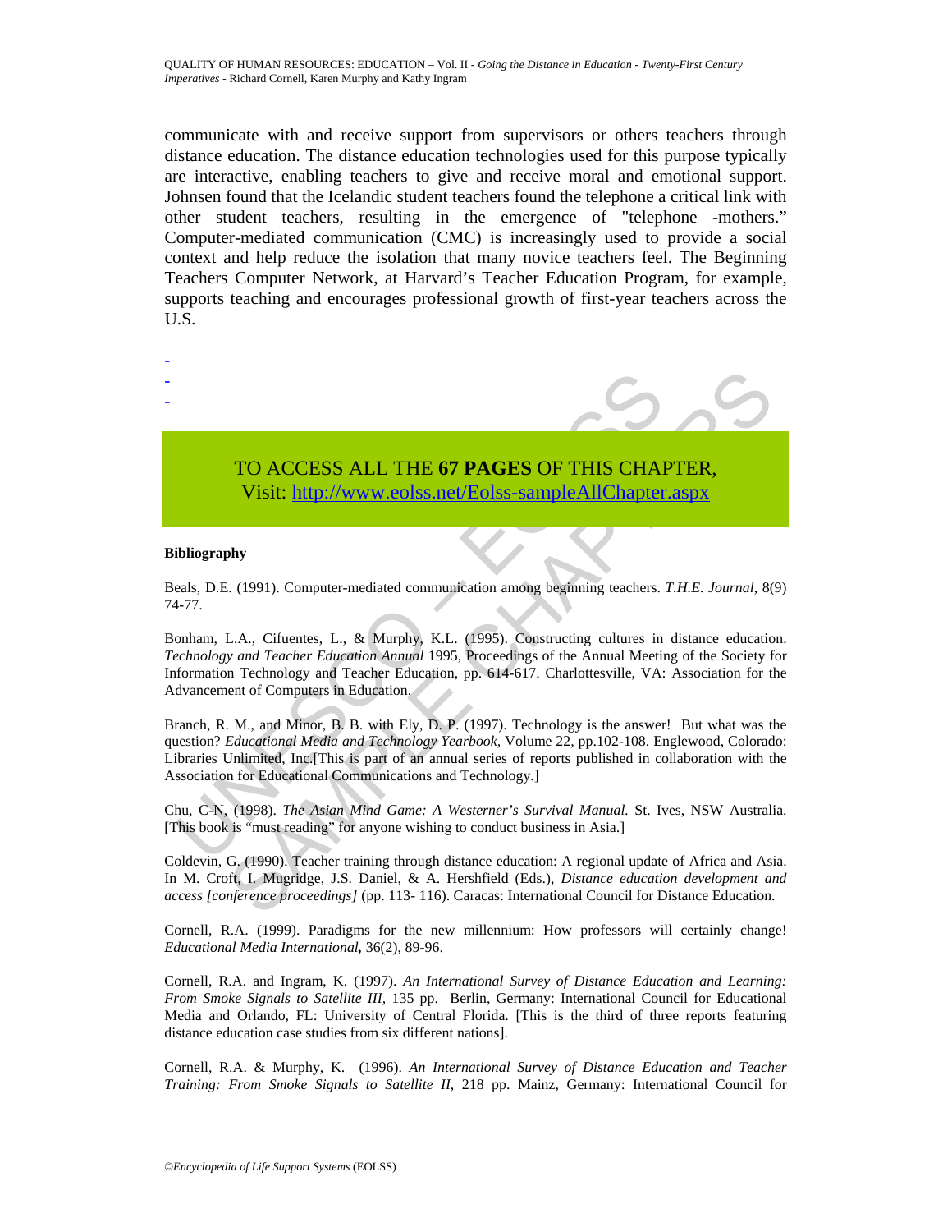communicate with and receive support from supervisors or others teachers through distance education. The distance education technologies used for this purpose typically are interactive, enabling teachers to give and receive moral and emotional support. Johnsen found that the Icelandic student teachers found the telephone a critical link with other student teachers, resulting in the emergence of "telephone -mothers." Computer-mediated communication (CMC) is increasingly used to provide a social context and help reduce the isolation that many novice teachers feel. The Beginning Teachers Computer Network, at Harvard's Teacher Education Program, for example, supports teaching and encourages professional growth of first-year teachers across the U.S.

-
-
-

TO ACCESS ALL THE **67 PAGES** OF THIS CHAPTER,
Visit: http://www.eolss.net/Eolss-sampleAllChapter.aspx

**Bibliography**

Beals, D.E. (1991). Computer-mediated communication among beginning teachers. *T.H.E. Journal*, 8(9) 74-77.

Bonham, L.A., Cifuentes, L., & Murphy, K.L. (1995). Constructing cultures in distance education. *Technology and Teacher Education Annual* 1995, Proceedings of the Annual Meeting of the Society for Information Technology and Teacher Education, pp. 614-617. Charlottesville, VA: Association for the Advancement of Computers in Education.

Branch, R. M., and Minor, B. B. with Ely, D. P. (1997). Technology is the answer! But what was the question? *Educational Media and Technology Yearbook*, Volume 22, pp.102-108. Englewood, Colorado: Libraries Unlimited, Inc.[This is part of an annual series of reports published in collaboration with the Association for Educational Communications and Technology.]

Chu, C-N, (1998). *The Asian Mind Game: A Westerner's Survival Manual.* St. Ives, NSW Australia. [This book is "must reading" for anyone wishing to conduct business in Asia.]

Coldevin, G. (1990). Teacher training through distance education: A regional update of Africa and Asia. In M. Croft, I. Mugridge, J.S. Daniel, & A. Hershfield (Eds.), *Distance education development and access [conference proceedings]* (pp. 113- 116). Caracas: International Council for Distance Education.

Cornell, R.A. (1999). Paradigms for the new millennium: How professors will certainly change! *Educational Media International***,** 36(2), 89-96.

Cornell, R.A. and Ingram, K. (1997). *An International Survey of Distance Education and Learning: From Smoke Signals to Satellite III*, 135 pp. Berlin, Germany: International Council for Educational Media and Orlando, FL: University of Central Florida. [This is the third of three reports featuring distance education case studies from six different nations].

Cornell, R.A. & Murphy, K. (1996). *An International Survey of Distance Education and Teacher Training: From Smoke Signals to Satellite II*, 218 pp. Mainz, Germany: International Council for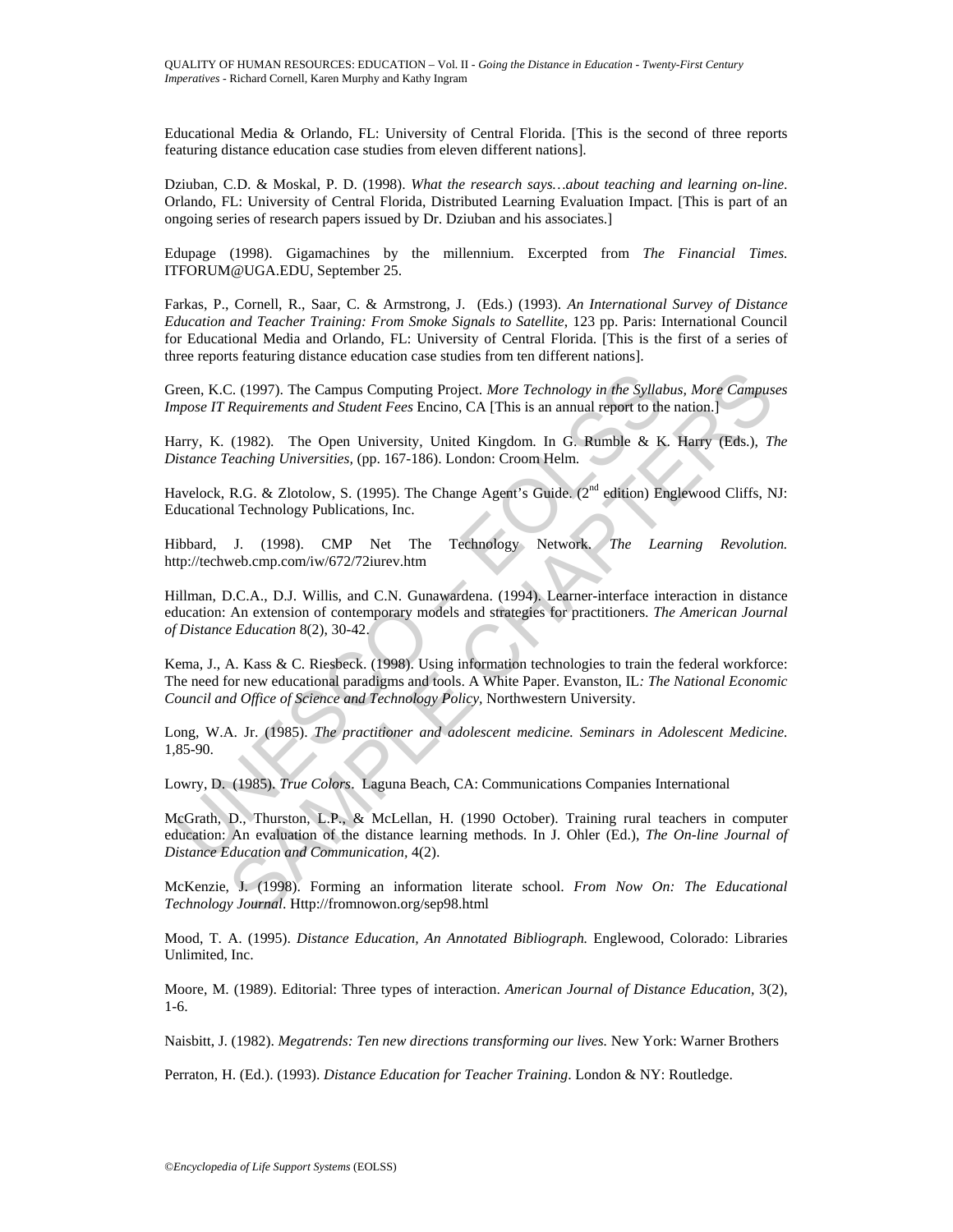Educational Media & Orlando, FL: University of Central Florida. [This is the second of three reports featuring distance education case studies from eleven different nations].

Dziuban, C.D. & Moskal, P. D. (1998). *What the research says…about teaching and learning on-line*. Orlando, FL: University of Central Florida, Distributed Learning Evaluation Impact. [This is part of an ongoing series of research papers issued by Dr. Dziuban and his associates.]

Edupage (1998). Gigamachines by the millennium. Excerpted from *The Financial Times.* ITFORUM@UGA.EDU, September 25.

Farkas, P., Cornell, R., Saar, C. & Armstrong, J. (Eds.) (1993). *An International Survey of Distance Education and Teacher Training: From Smoke Signals to Satellite*, 123 pp. Paris: International Council for Educational Media and Orlando, FL: University of Central Florida. [This is the first of a series of three reports featuring distance education case studies from ten different nations].

Green, K.C. (1997). The Campus Computing Project. *More Technology in the Syllabus, More Campuses Impose IT Requirements and Student Fees* Encino, CA [This is an annual report to the nation.]

Harry, K. (1982). The Open University, United Kingdom. In G. Rumble & K. Harry (Eds.), *The Distance Teaching Universities,* (pp. 167-186). London: Croom Helm.

Havelock, R.G. & Zlotolow, S. (1995). The Change Agent's Guide. (2nd edition) Englewood Cliffs, NJ: Educational Technology Publications, Inc.

Hibbard, J. (1998). CMP Net The Technology Network. *The Learning Revolution.* http://techweb.cmp.com/iw/672/72iurev.htm

Hillman, D.C.A., D.J. Willis, and C.N. Gunawardena. (1994). Learner-interface interaction in distance education: An extension of contemporary models and strategies for practitioners. *The American Journal of Distance Education* 8(2), 30-42.

Kema, J., A. Kass & C. Riesbeck. (1998). Using information technologies to train the federal workforce: The need for new educational paradigms and tools. A White Paper. Evanston, IL*: The National Economic Council and Office of Science and Technology Policy*, Northwestern University.

Long, W.A. Jr. (1985). *The practitioner and adolescent medicine. Seminars in Adolescent Medicine.* 1,85-90.

Lowry, D. (1985). *True Colors*. Laguna Beach, CA: Communications Companies International

McGrath, D., Thurston, L.P., & McLellan, H. (1990 October). Training rural teachers in computer education: An evaluation of the distance learning methods. In J. Ohler (Ed.), *The On-line Journal of Distance Education and Communication,* 4(2).

McKenzie, J. (1998). Forming an information literate school. *From Now On: The Educational Technology Journal*. Http://fromnowon.org/sep98.html

Mood, T. A. (1995). *Distance Education, An Annotated Bibliograph.* Englewood, Colorado: Libraries Unlimited, Inc.

Moore, M. (1989). Editorial: Three types of interaction. *American Journal of Distance Education,* 3(2), 1-6.

Naisbitt, J. (1982). *Megatrends: Ten new directions transforming our lives.* New York: Warner Brothers

Perraton, H. (Ed.). (1993). *Distance Education for Teacher Training*. London & NY: Routledge.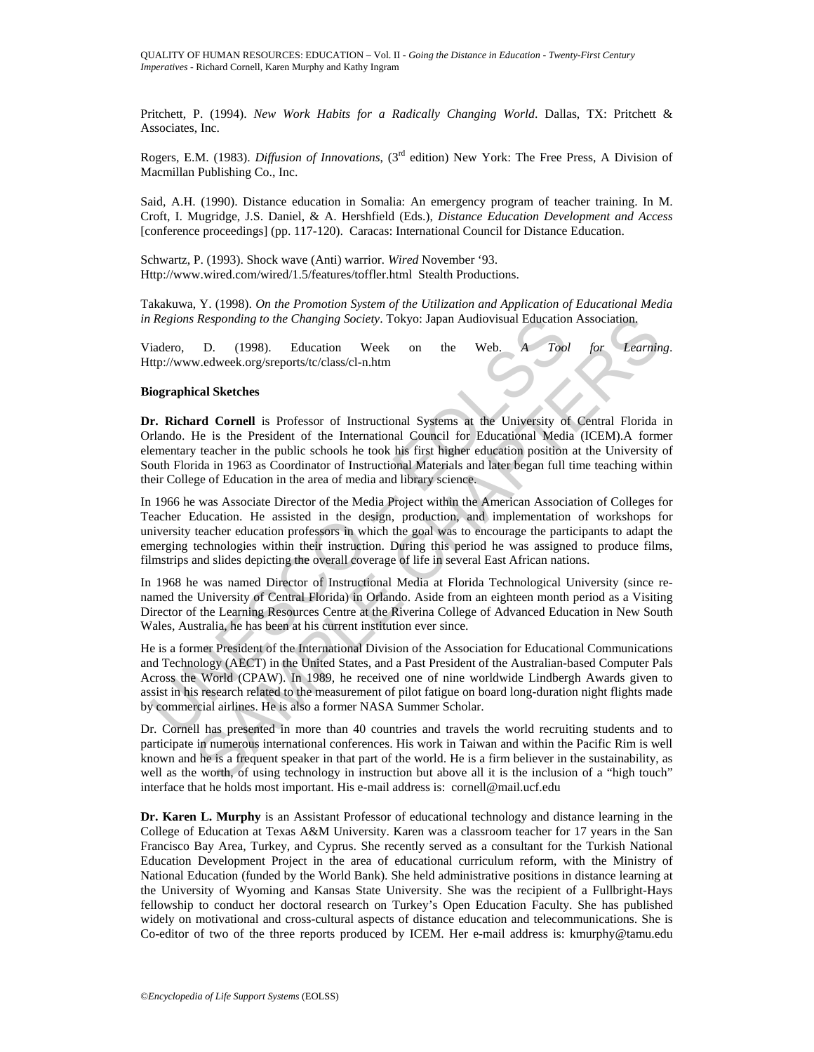Pritchett, P. (1994). *New Work Habits for a Radically Changing World*. Dallas, TX: Pritchett & Associates, Inc.

Rogers, E.M. (1983). *Diffusion of Innovations*, (3rd edition) New York: The Free Press, A Division of Macmillan Publishing Co., Inc.

Said, A.H. (1990). Distance education in Somalia: An emergency program of teacher training. In M. Croft, I. Mugridge, J.S. Daniel, & A. Hershfield (Eds.), *Distance Education Development and Access* [conference proceedings] (pp. 117-120). Caracas: International Council for Distance Education.

Schwartz, P. (1993). Shock wave (Anti) warrior. *Wired* November '93. Http://www.wired.com/wired/1.5/features/toffler.html Stealth Productions.

Takakuwa, Y. (1998). *On the Promotion System of the Utilization and Application of Educational Media in Regions Responding to the Changing Society*. Tokyo: Japan Audiovisual Education Association.

Viadero, D. (1998). Education Week on the Web. *A Tool for Learning*. Http://www.edweek.org/sreports/tc/class/cl-n.htm

**Biographical Sketches**

**Dr. Richard Cornell** is Professor of Instructional Systems at the University of Central Florida in Orlando. He is the President of the International Council for Educational Media (ICEM).A former elementary teacher in the public schools he took his first higher education position at the University of South Florida in 1963 as Coordinator of Instructional Materials and later began full time teaching within their College of Education in the area of media and library science.

In 1966 he was Associate Director of the Media Project within the American Association of Colleges for Teacher Education. He assisted in the design, production, and implementation of workshops for university teacher education professors in which the goal was to encourage the participants to adapt the emerging technologies within their instruction. During this period he was assigned to produce films, filmstrips and slides depicting the overall coverage of life in several East African nations.

In 1968 he was named Director of Instructional Media at Florida Technological University (since re-named the University of Central Florida) in Orlando. Aside from an eighteen month period as a Visiting Director of the Learning Resources Centre at the Riverina College of Advanced Education in New South Wales, Australia, he has been at his current institution ever since.

He is a former President of the International Division of the Association for Educational Communications and Technology (AECT) in the United States, and a Past President of the Australian-based Computer Pals Across the World (CPAW). In 1989, he received one of nine worldwide Lindbergh Awards given to assist in his research related to the measurement of pilot fatigue on board long-duration night flights made by commercial airlines. He is also a former NASA Summer Scholar.

Dr. Cornell has presented in more than 40 countries and travels the world recruiting students and to participate in numerous international conferences. His work in Taiwan and within the Pacific Rim is well known and he is a frequent speaker in that part of the world. He is a firm believer in the sustainability, as well as the worth, of using technology in instruction but above all it is the inclusion of a "high touch" interface that he holds most important. His e-mail address is: cornell@mail.ucf.edu

**Dr. Karen L. Murphy** is an Assistant Professor of educational technology and distance learning in the College of Education at Texas A&M University. Karen was a classroom teacher for 17 years in the San Francisco Bay Area, Turkey, and Cyprus. She recently served as a consultant for the Turkish National Education Development Project in the area of educational curriculum reform, with the Ministry of National Education (funded by the World Bank). She held administrative positions in distance learning at the University of Wyoming and Kansas State University. She was the recipient of a Fullbright-Hays fellowship to conduct her doctoral research on Turkey's Open Education Faculty. She has published widely on motivational and cross-cultural aspects of distance education and telecommunications. She is Co-editor of two of the three reports produced by ICEM. Her e-mail address is: kmurphy@tamu.edu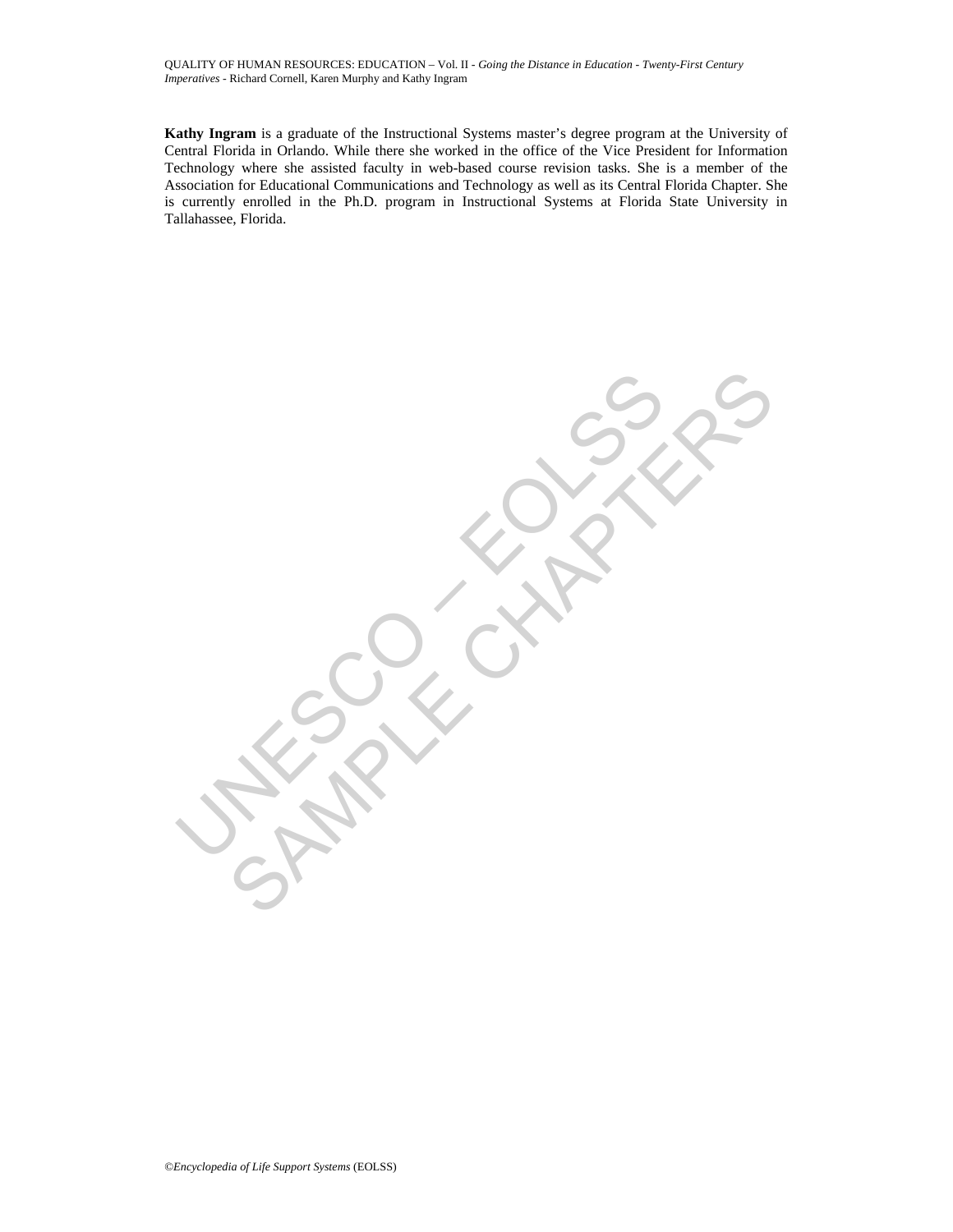**Kathy Ingram** is a graduate of the Instructional Systems master's degree program at the University of Central Florida in Orlando. While there she worked in the office of the Vice President for Information Technology where she assisted faculty in web-based course revision tasks. She is a member of the Association for Educational Communications and Technology as well as its Central Florida Chapter. She is currently enrolled in the Ph.D. program in Instructional Systems at Florida State University in Tallahassee, Florida.